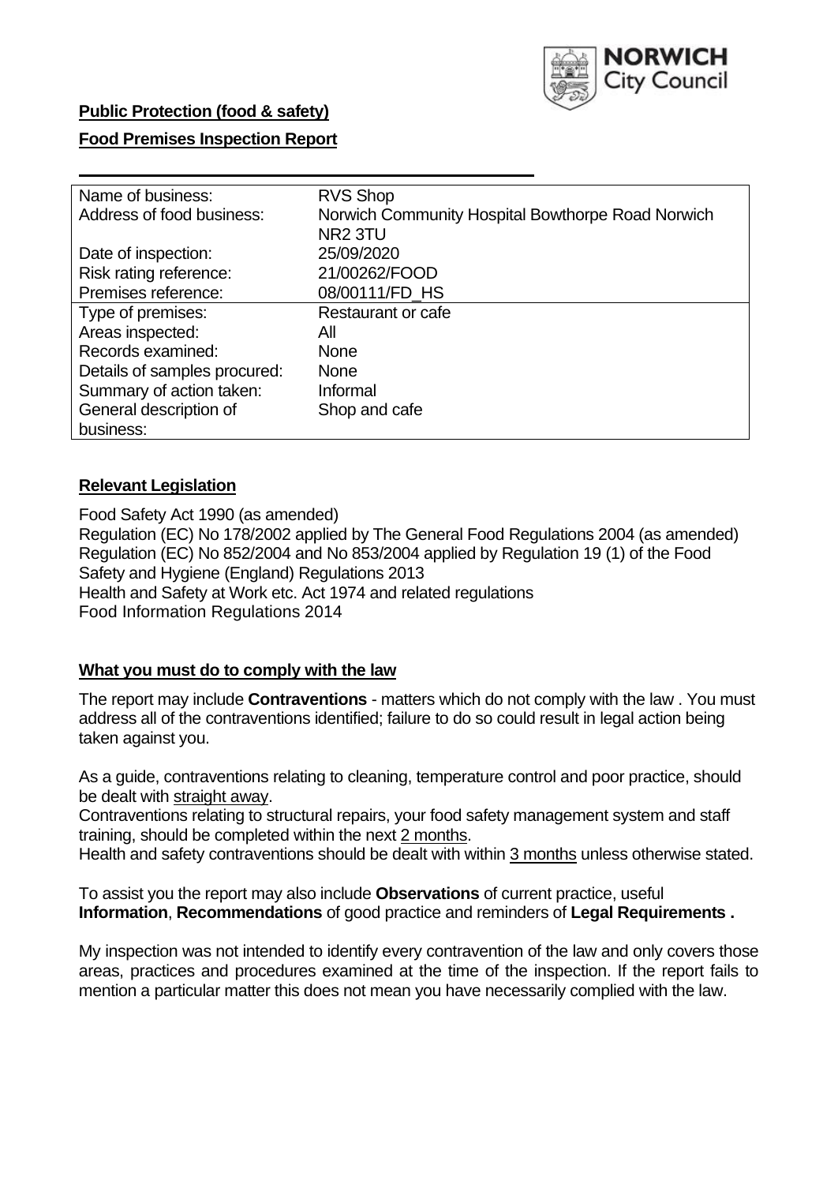**Public Protection (food & safety)**

**Food Premises Inspection Report**

| Name of business: | RVS Shop |
|---|---|
| Address of food business: | Norwich Community Hospital Bowthorpe Road Norwich NR2 3TU |
| Date of inspection: | 25/09/2020 |
| Risk rating reference: | 21/00262/FOOD |
| Premises reference: | 08/00111/FD_HS |
| Type of premises: | Restaurant or cafe |
| Areas inspected: | All |
| Records examined: | None |
| Details of samples procured: | None |
| Summary of action taken: | Informal |
| General description of business: | Shop and cafe |

## **Relevant Legislation**

Food Safety Act 1990 (as amended)
Regulation (EC) No 178/2002 applied by The General Food Regulations 2004 (as amended)
Regulation (EC) No 852/2004 and No 853/2004 applied by Regulation 19 (1) of the Food Safety and Hygiene (England) Regulations 2013
Health and Safety at Work etc. Act 1974 and related regulations
Food Information Regulations 2014

## **What you must do to comply with the law**

The report may include **Contraventions** - matters which do not comply with the law . You must address all of the contraventions identified; failure to do so could result in legal action being taken against you.

As a guide, contraventions relating to cleaning, temperature control and poor practice, should be dealt with straight away.
Contraventions relating to structural repairs, your food safety management system and staff training, should be completed within the next 2 months.
Health and safety contraventions should be dealt with within 3 months unless otherwise stated.

To assist you the report may also include **Observations** of current practice, useful **Information**, **Recommendations** of good practice and reminders of **Legal Requirements .**

My inspection was not intended to identify every contravention of the law and only covers those areas, practices and procedures examined at the time of the inspection. If the report fails to mention a particular matter this does not mean you have necessarily complied with the law.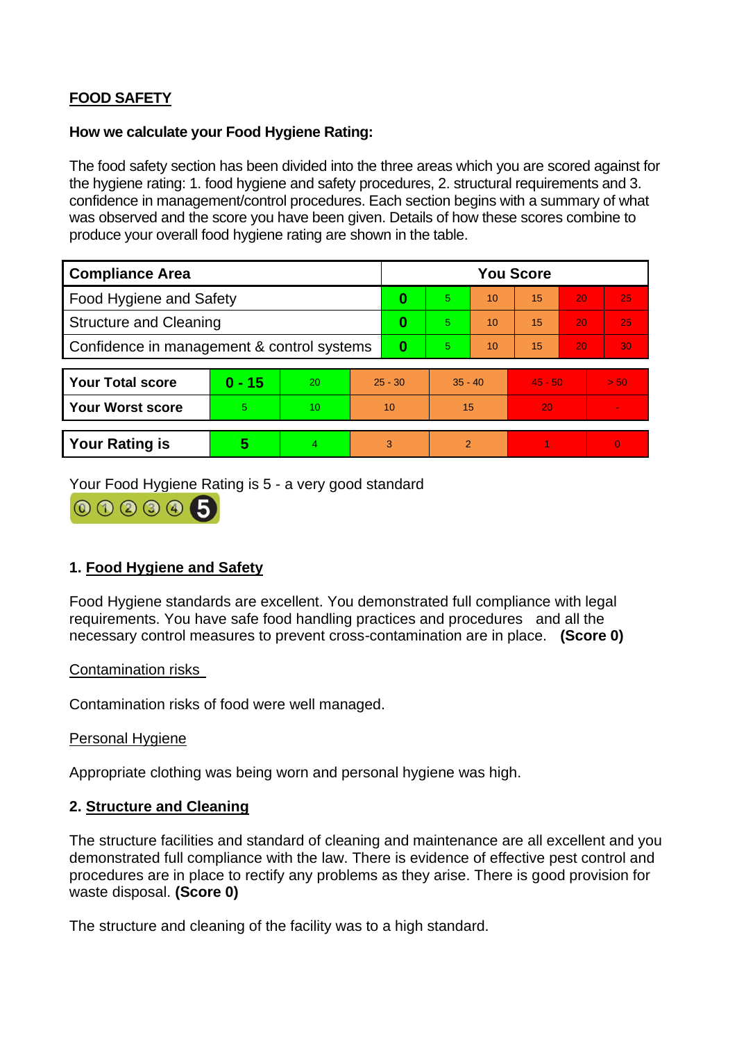## FOOD SAFETY

**How we calculate your Food Hygiene Rating:**

The food safety section has been divided into the three areas which you are scored against for the hygiene rating: 1. food hygiene and safety procedures, 2. structural requirements and 3. confidence in management/control procedures. Each section begins with a summary of what was observed and the score you have been given. Details of how these scores combine to produce your overall food hygiene rating are shown in the table.

| Compliance Area | You Score | | | | | |
|---|---|---|---|---|---|---|
| Food Hygiene and Safety | **0** | 5 | 10 | 15 | 20 | 25 |
| Structure and Cleaning | **0** | 5 | 10 | 15 | 20 | 25 |
| Confidence in management & control systems | **0** | 5 | 10 | 15 | 20 | 30 |

| | | | | | | |
|---|---|---|---|---|---|---|
| **Your Total score** | **0 - 15** | 20 | 25 - 30 | 35 - 40 | 45 - 50 | > 50 |
| **Your Worst score** | 5 | 10 | 10 | 15 | 20 | - |
| **Your Rating is** | **5** | 4 | 3 | 2 | 1 | 0 |

Your Food Hygiene Rating is 5 - a very good standard

### 1. Food Hygiene and Safety

Food Hygiene standards are excellent. You demonstrated full compliance with legal requirements. You have safe food handling practices and procedures and all the necessary control measures to prevent cross-contamination are in place. **(Score 0)**

Contamination risks

Contamination risks of food were well managed.

Personal Hygiene

Appropriate clothing was being worn and personal hygiene was high.

### 2. Structure and Cleaning

The structure facilities and standard of cleaning and maintenance are all excellent and you demonstrated full compliance with the law. There is evidence of effective pest control and procedures are in place to rectify any problems as they arise. There is good provision for waste disposal. **(Score 0)**

The structure and cleaning of the facility was to a high standard.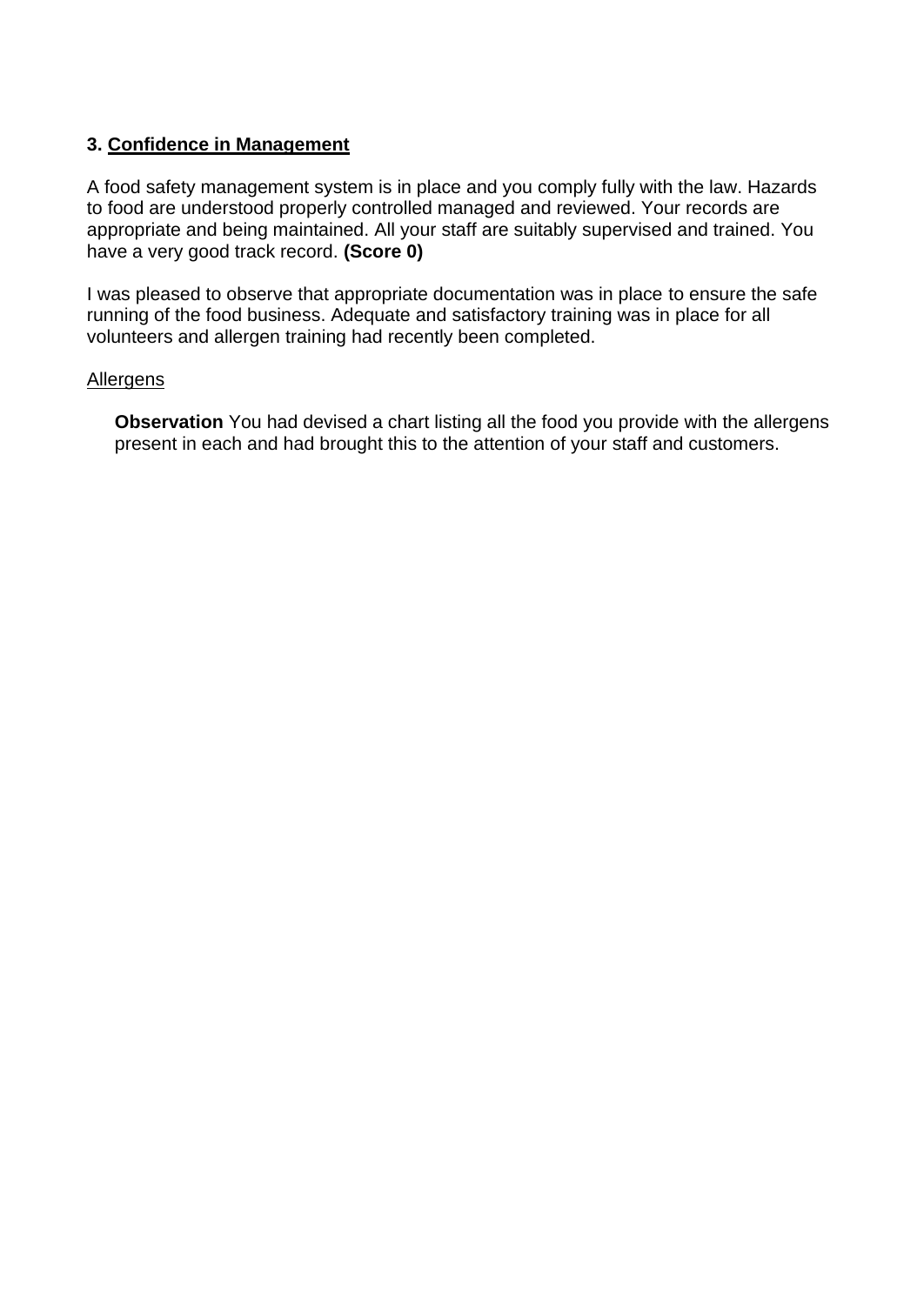### 3. <u>Confidence in Management</u>

A food safety management system is in place and you comply fully with the law. Hazards to food are understood properly controlled managed and reviewed. Your records are appropriate and being maintained. All your staff are suitably supervised and trained. You have a very good track record. **(Score 0)**

I was pleased to observe that appropriate documentation was in place to ensure the safe running of the food business. Adequate and satisfactory training was in place for all volunteers and allergen training had recently been completed.

<u>Allergens</u>

**Observation** You had devised a chart listing all the food you provide with the allergens present in each and had brought this to the attention of your staff and customers.